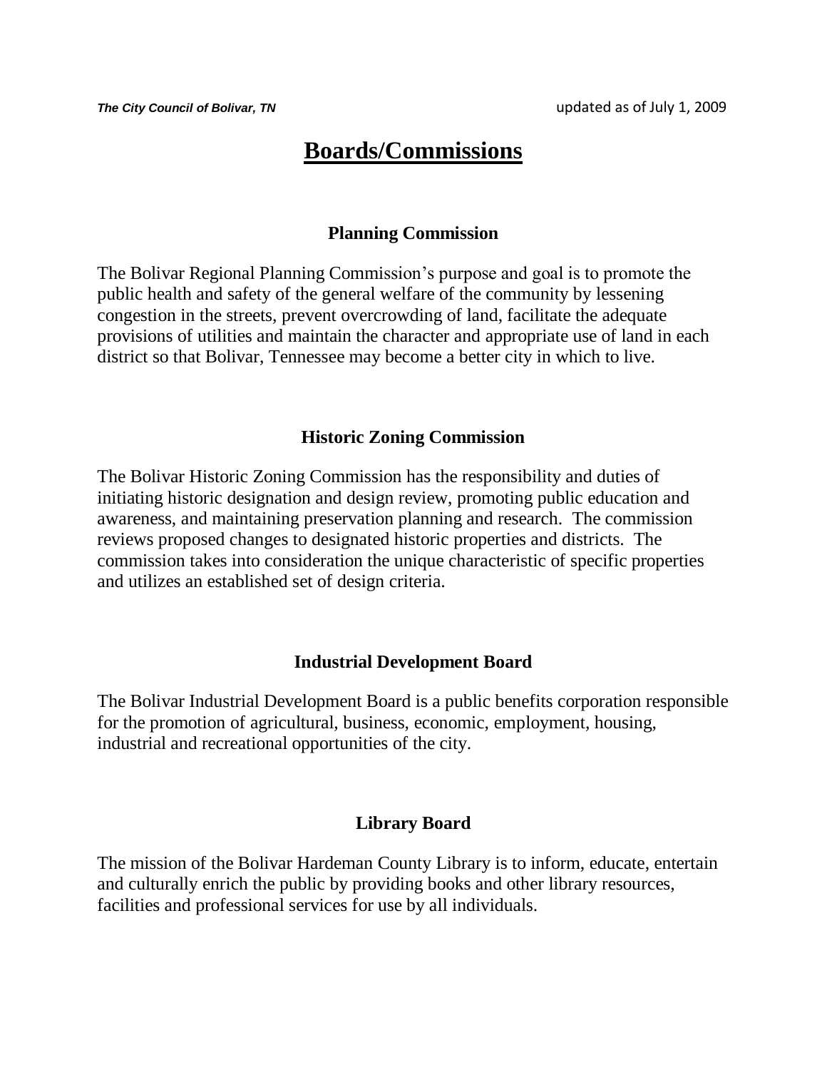# Boards/Commissions

## Planning Commission

The Bolivar Regional Planning Commission's purpose and goal is to promote the public health and safety of the general welfare of the community by lessening congestion in the streets, prevent overcrowding of land, facilitate the adequate provisions of utilities and maintain the character and appropriate use of land in each district so that Bolivar, Tennessee may become a better city in which to live.

## Historic Zoning Commission

The Bolivar Historic Zoning Commission has the responsibility and duties of initiating historic designation and design review, promoting public education and awareness, and maintaining preservation planning and research. The commission reviews proposed changes to designated historic properties and districts. The commission takes into consideration the unique characteristic of specific properties and utilizes an established set of design criteria.

## Industrial Development Board

The Bolivar Industrial Development Board is a public benefits corporation responsible for the promotion of agricultural, business, economic, employment, housing, industrial and recreational opportunities of the city.

## Library Board

The mission of the Bolivar Hardeman County Library is to inform, educate, entertain and culturally enrich the public by providing books and other library resources, facilities and professional services for use by all individuals.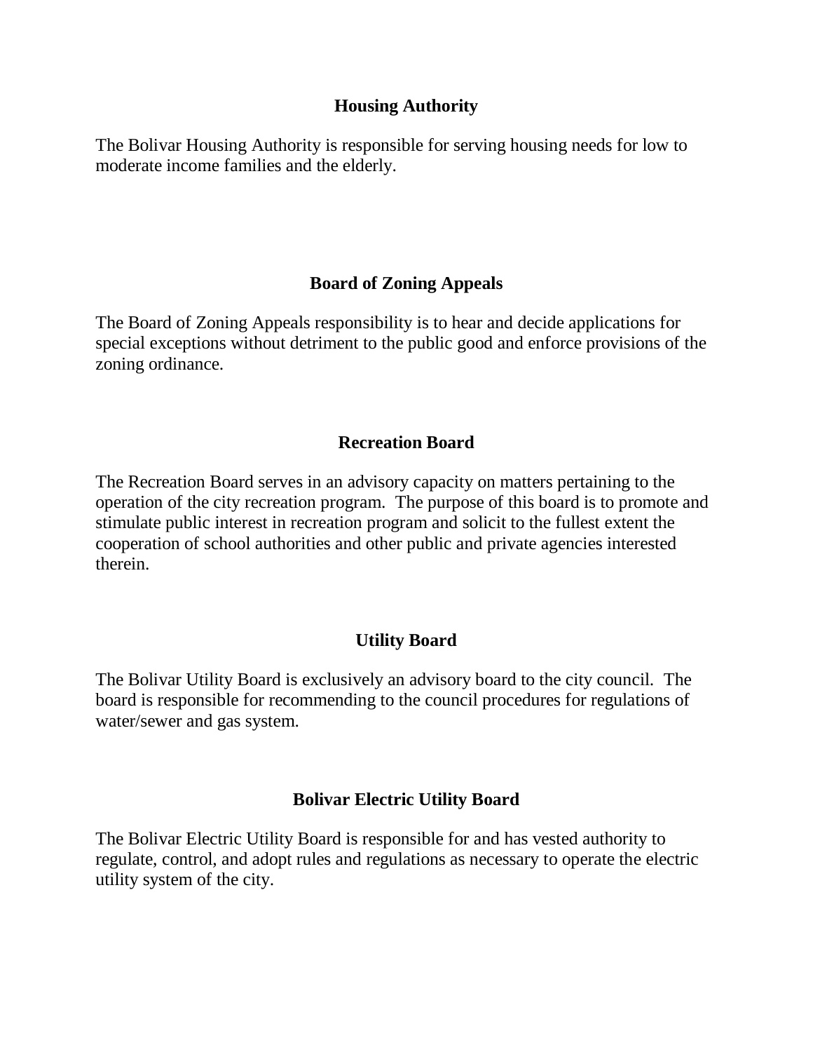## Housing Authority

The Bolivar Housing Authority is responsible for serving housing needs for low to moderate income families and the elderly.

## Board of Zoning Appeals

The Board of Zoning Appeals responsibility is to hear and decide applications for special exceptions without detriment to the public good and enforce provisions of the zoning ordinance.

## Recreation Board

The Recreation Board serves in an advisory capacity on matters pertaining to the operation of the city recreation program. The purpose of this board is to promote and stimulate public interest in recreation program and solicit to the fullest extent the cooperation of school authorities and other public and private agencies interested therein.

## Utility Board

The Bolivar Utility Board is exclusively an advisory board to the city council. The board is responsible for recommending to the council procedures for regulations of water/sewer and gas system.

## Bolivar Electric Utility Board

The Bolivar Electric Utility Board is responsible for and has vested authority to regulate, control, and adopt rules and regulations as necessary to operate the electric utility system of the city.